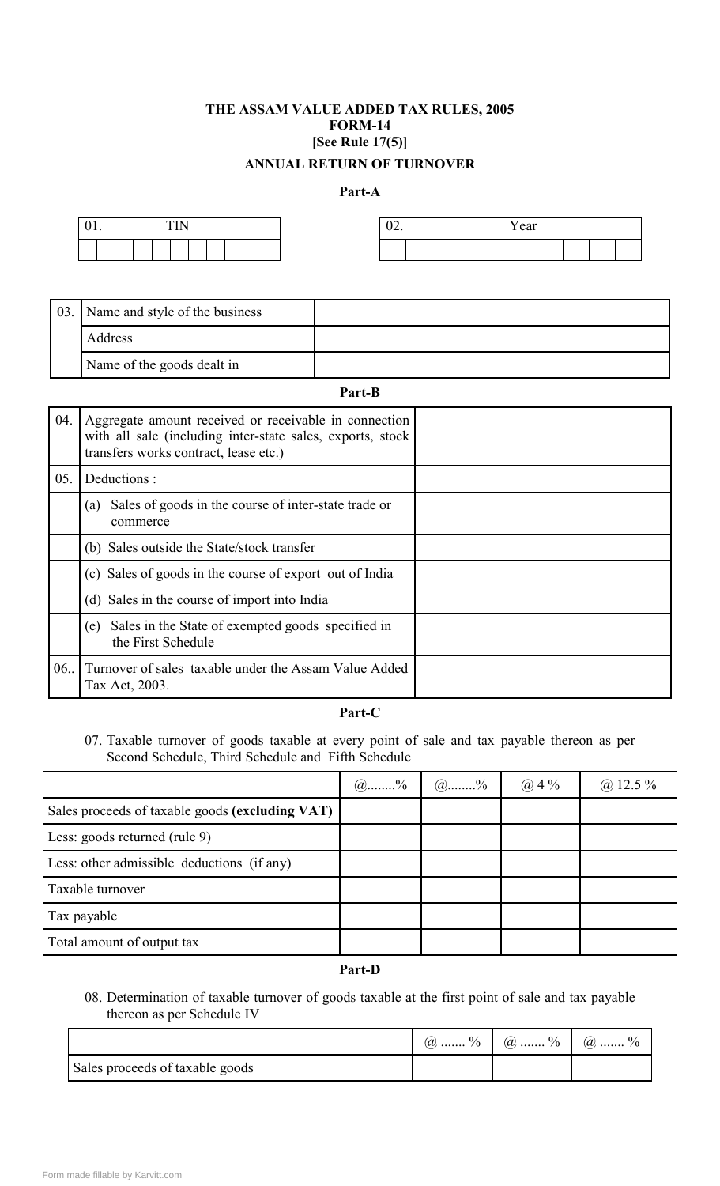# THE ASSAM VALUE ADDED TAX RULES, 2005

## FORM-14

**[See Rule 17(5)]**

## ANNUAL RETURN OF TURNOVER

### Part-A

| 01. | TIN |
|---|---|
| | |

| 02. | Year |
|---|---|
| | |

| 03. | Name and style of the business | |
|---|---|---|
| | Address | |
| | Name of the goods dealt in | |

### Part-B

| | | |
|---|---|---|
| 04. | Aggregate amount received or receivable in connection with all sale (including inter-state sales, exports, stock transfers works contract, lease etc.) | |
| 05. | Deductions : | |
| | (a) Sales of goods in the course of inter-state trade or commerce | |
| | (b) Sales outside the State/stock transfer | |
| | (c) Sales of goods in the course of export out of India | |
| | (d) Sales in the course of import into India | |
| | (e) Sales in the State of exempted goods specified in the First Schedule | |
| 06.. | Turnover of sales taxable under the Assam Value Added Tax Act, 2003. | |

### Part-C

07. Taxable turnover of goods taxable at every point of sale and tax payable thereon as per Second Schedule, Third Schedule and Fifth Schedule

| | @........% | @........% | @ 4 % | @ 12.5 % |
|---|---|---|---|---|
| Sales proceeds of taxable goods **(excluding VAT)** | | | | |
| Less: goods returned (rule 9) | | | | |
| Less: other admissible deductions (if any) | | | | |
| Taxable turnover | | | | |
| Tax payable | | | | |
| Total amount of output tax | | | | |

### Part-D

08. Determination of taxable turnover of goods taxable at the first point of sale and tax payable thereon as per Schedule IV

| | @ ....... % | @ ....... % | @ ....... % |
|---|---|---|---|
| Sales proceeds of taxable goods | | | |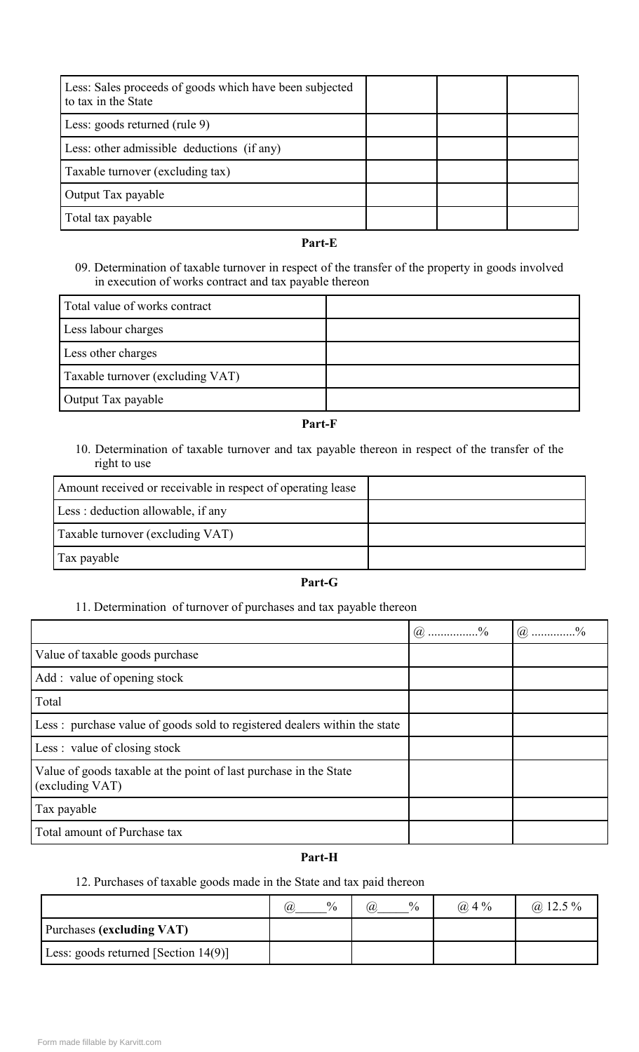| | | | |
|---|---|---|---|
| Less: Sales proceeds of goods which have been subjected to tax in the State | | | |
| Less: goods returned (rule 9) | | | |
| Less: other admissible deductions (if any) | | | |
| Taxable turnover (excluding tax) | | | |
| Output Tax payable | | | |
| Total tax payable | | | |

**Part-E**

09. Determination of taxable turnover in respect of the transfer of the property in goods involved in execution of works contract and tax payable thereon

| | |
|---|---|
| Total value of works contract | |
| Less labour charges | |
| Less other charges | |
| Taxable turnover (excluding VAT) | |
| Output Tax payable | |

**Part-F**

10. Determination of taxable turnover and tax payable thereon in respect of the transfer of the right to use

| | |
|---|---|
| Amount received or receivable in respect of operating lease | |
| Less : deduction allowable, if any | |
| Taxable turnover (excluding VAT) | |
| Tax payable | |

**Part-G**

11. Determination of turnover of purchases and tax payable thereon

| | @ ...............% | @ .............% |
|---|---|---|
| Value of taxable goods purchase | | |
| Add : value of opening stock | | |
| Total | | |
| Less : purchase value of goods sold to registered dealers within the state | | |
| Less : value of closing stock | | |
| Value of goods taxable at the point of last purchase in the State (excluding VAT) | | |
| Tax payable | | |
| Total amount of Purchase tax | | |

**Part-H**

12. Purchases of taxable goods made in the State and tax paid thereon

| | @\_\_\_\_% | @\_\_\_\_% | @ 4 % | @ 12.5 % |
|---|---|---|---|---|
| Purchases **(excluding VAT)** | | | | |
| Less: goods returned [Section 14(9)] | | | | |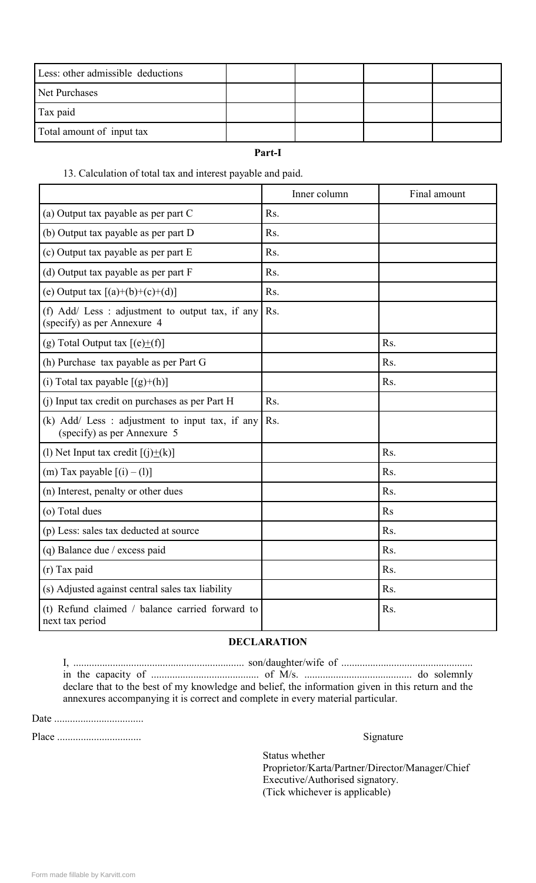| | | | | |
|---|---|---|---|---|
| Less: other admissible deductions | | | | |
| Net Purchases | | | | |
| Tax paid | | | | |
| Total amount of input tax | | | | |

**Part-I**

13. Calculation of total tax and interest payable and paid.

| | Inner column | Final amount |
|---|---|---|
| (a) Output tax payable as per part C | Rs. | |
| (b) Output tax payable as per part D | Rs. | |
| (c) Output tax payable as per part E | Rs. | |
| (d) Output tax payable as per part F | Rs. | |
| (e) Output tax [(a)+(b)+(c)+(d)] | Rs. | |
| (f) Add/ Less : adjustment to output tax, if any (specify) as per Annexure 4 | Rs. | |
| (g) Total Output tax [(e)±(f)] | | Rs. |
| (h) Purchase tax payable as per Part G | | Rs. |
| (i) Total tax payable [(g)+(h)] | | Rs. |
| (j) Input tax credit on purchases as per Part H | Rs. | |
| (k) Add/ Less : adjustment to input tax, if any (specify) as per Annexure 5 | Rs. | |
| (l) Net Input tax credit [(j)±(k)] | | Rs. |
| (m) Tax payable [(i) – (l)] | | Rs. |
| (n) Interest, penalty or other dues | | Rs. |
| (o) Total dues | | Rs |
| (p) Less: sales tax deducted at source | | Rs. |
| (q) Balance due / excess paid | | Rs. |
| (r) Tax paid | | Rs. |
| (s) Adjusted against central sales tax liability | | Rs. |
| (t) Refund claimed / balance carried forward to next tax period | | Rs. |

**DECLARATION**

I, ................................................................ son/daughter/wife of ................................................. in the capacity of ......................................... of M/s. ......................................... do solemnly declare that to the best of my knowledge and belief, the information given in this return and the annexures accompanying it is correct and complete in every material particular.

Date ..................................

Place ................................

Signature

Status whether Proprietor/Karta/Partner/Director/Manager/Chief Executive/Authorised signatory.
(Tick whichever is applicable)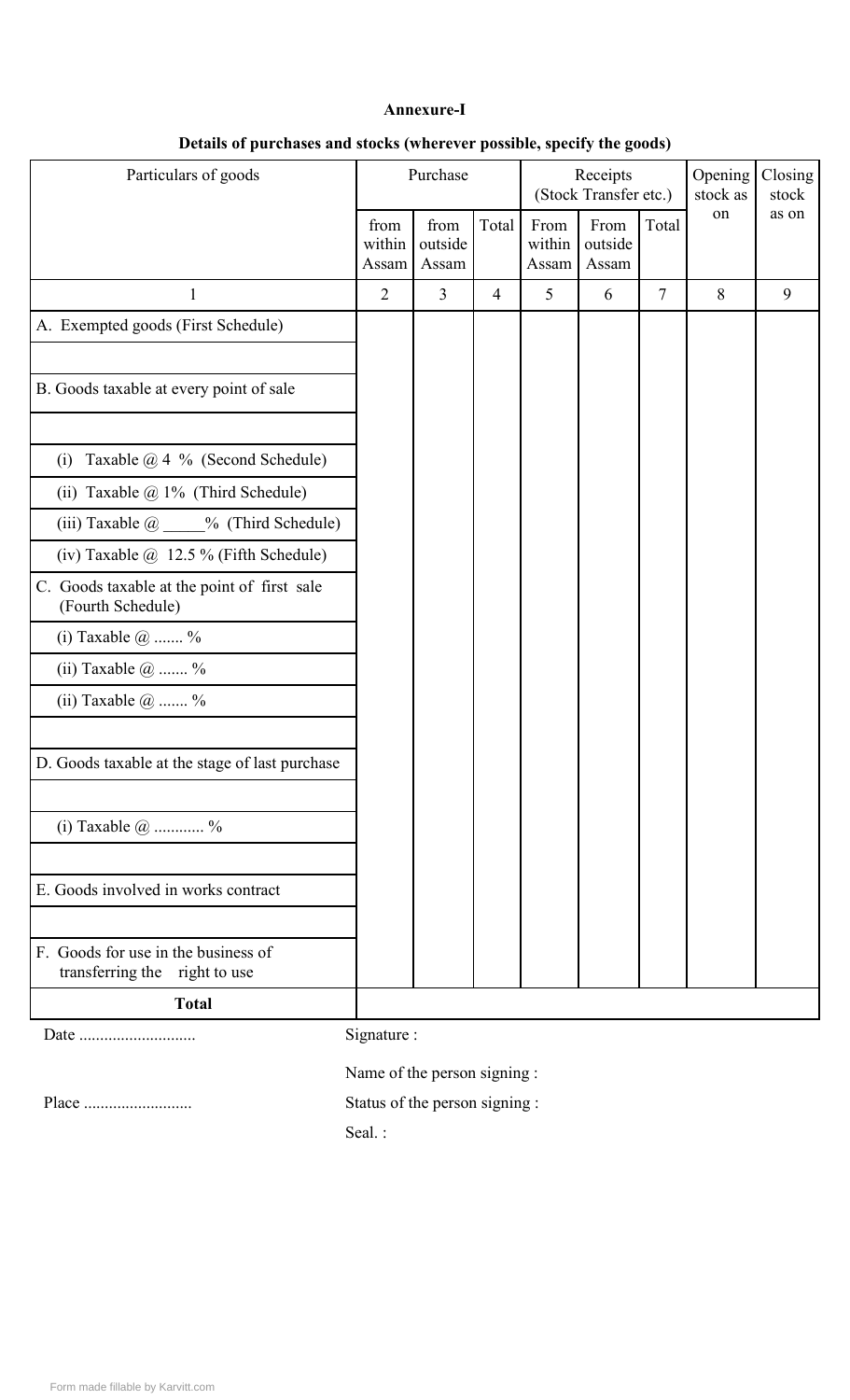**Annexure-I**

**Details of purchases and stocks (wherever possible, specify the goods)**

| Particulars of goods | Purchase | | | Receipts (Stock Transfer etc.) | | | Opening stock as on | Closing stock as on |
|---|---|---|---|---|---|---|---|---|
| | from within Assam | from outside Assam | Total | From within Assam | From outside Assam | Total | | |
| 1 | 2 | 3 | 4 | 5 | 6 | 7 | 8 | 9 |
| A. Exempted goods (First Schedule) | | | | | | | | |
| | | | | | | | | |
| B. Goods taxable at every point of sale | | | | | | | | |
| | | | | | | | | |
| (i) Taxable @ 4 % (Second Schedule) | | | | | | | | |
| (ii) Taxable @ 1% (Third Schedule) | | | | | | | | |
| (iii) Taxable @ _____% (Third Schedule) | | | | | | | | |
| (iv) Taxable @ 12.5 % (Fifth Schedule) | | | | | | | | |
| C. Goods taxable at the point of first sale (Fourth Schedule) | | | | | | | | |
| (i) Taxable @ ....... % | | | | | | | | |
| (ii) Taxable @ ....... % | | | | | | | | |
| (ii) Taxable @ ....... % | | | | | | | | |
| | | | | | | | | |
| D. Goods taxable at the stage of last purchase | | | | | | | | |
| | | | | | | | | |
| (i) Taxable @ ............ % | | | | | | | | |
| | | | | | | | | |
| E. Goods involved in works contract | | | | | | | | |
| | | | | | | | | |
| F. Goods for use in the business of transferring the right to use | | | | | | | | |
| **Total** | | | | | | | | |

Date ............................

Place ..........................

Signature :

Name of the person signing :

Status of the person signing :

Seal. :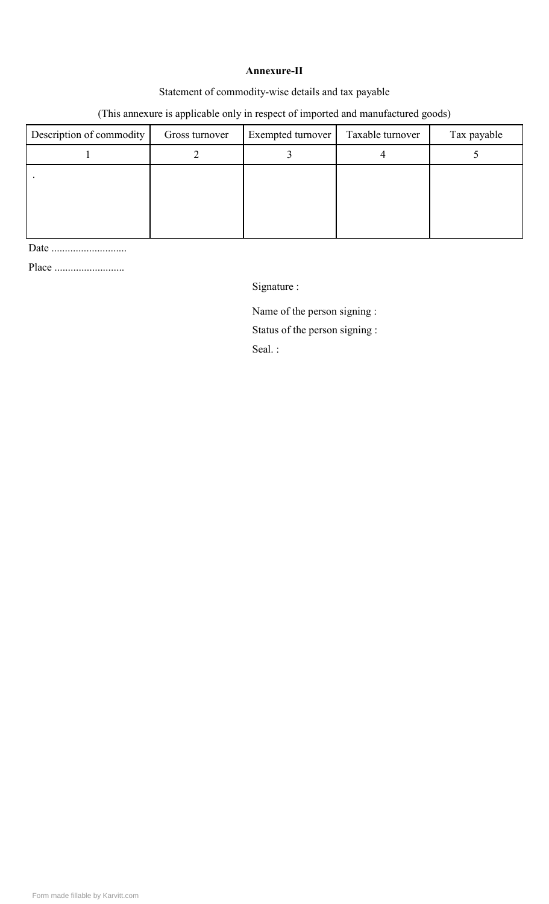**Annexure-II**

Statement of commodity-wise details and tax payable

(This annexure is applicable only in respect of imported and manufactured goods)

| Description of commodity | Gross turnover | Exempted turnover | Taxable turnover | Tax payable |
|---|---|---|---|---|
| 1 | 2 | 3 | 4 | 5 |
| . | | | | |

Date ............................

Place ..........................

Signature :

Name of the person signing :

Status of the person signing :

Seal. :

Form made fillable by Karvitt.com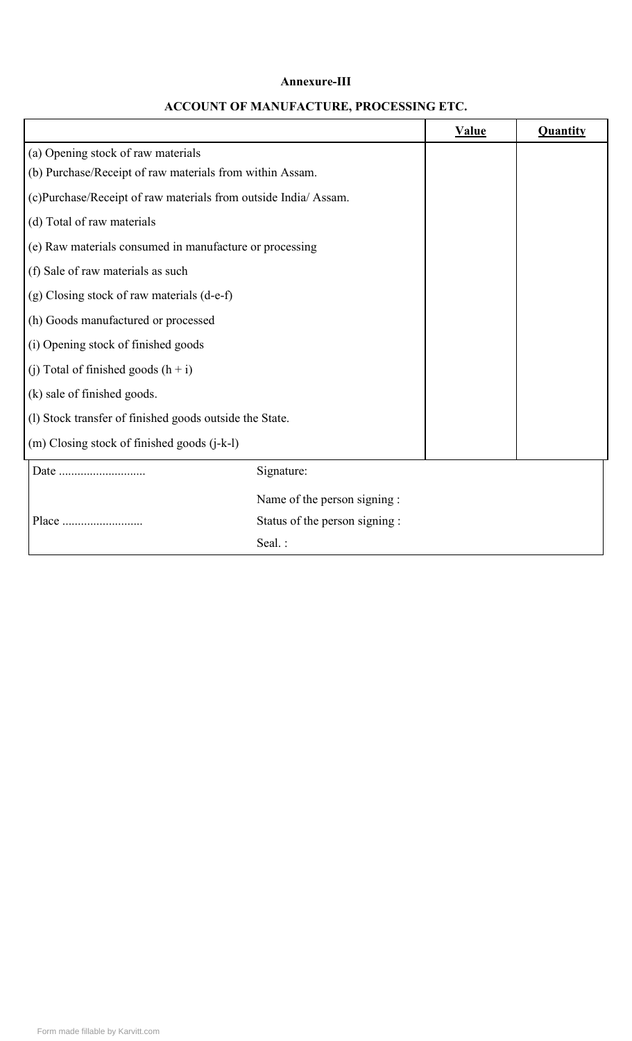**Annexure-III**

**ACCOUNT OF MANUFACTURE, PROCESSING ETC.**

| | **Value** | **Quantity** |
|---|---|---|
| (a) Opening stock of raw materials | | |
| (b) Purchase/Receipt of raw materials from within Assam. | | |
| (c)Purchase/Receipt of raw materials from outside India/ Assam. | | |
| (d) Total of raw materials | | |
| (e) Raw materials consumed in manufacture or processing | | |
| (f) Sale of raw materials as such | | |
| (g) Closing stock of raw materials (d-e-f) | | |
| (h) Goods manufactured or processed | | |
| (i) Opening stock of finished goods | | |
| (j) Total of finished goods (h + i) | | |
| (k) sale of finished goods. | | |
| (l) Stock transfer of finished goods outside the State. | | |
| (m) Closing stock of finished goods (j-k-l) | | |

| | |
|---|---|
| Date ............................ | Signature: |
| | Name of the person signing : |
| Place .......................... | Status of the person signing : |
| | Seal. : |

Form made fillable by Karvitt.com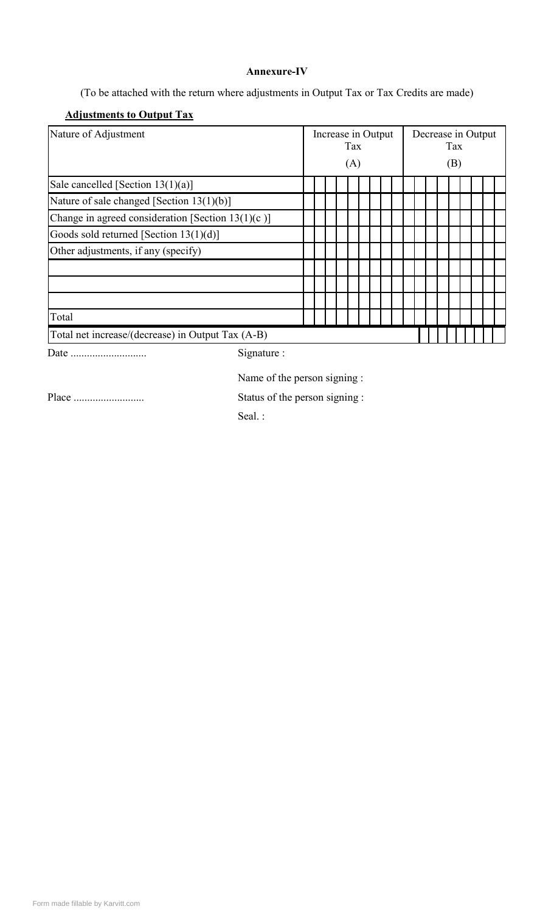**Annexure-IV**

(To be attached with the return where adjustments in Output Tax or Tax Credits are made)

**<u>Adjustments to Output Tax</u>**

| Nature of Adjustment | Increase in Output Tax (A) | Decrease in Output Tax (B) |
|---|---|---|
| Sale cancelled [Section 13(1)(a)] | | |
| Nature of sale changed [Section 13(1)(b)] | | |
| Change in agreed consideration [Section 13(1)(c )] | | |
| Goods sold returned [Section 13(1)(d)] | | |
| Other adjustments, if any (specify) | | |
| | | |
| | | |
| | | |
| Total | | |
| Total net increase/(decrease) in Output Tax (A-B) | | |

Date ............................ Signature :

Name of the person signing :

Place .......................... Status of the person signing :

Seal. :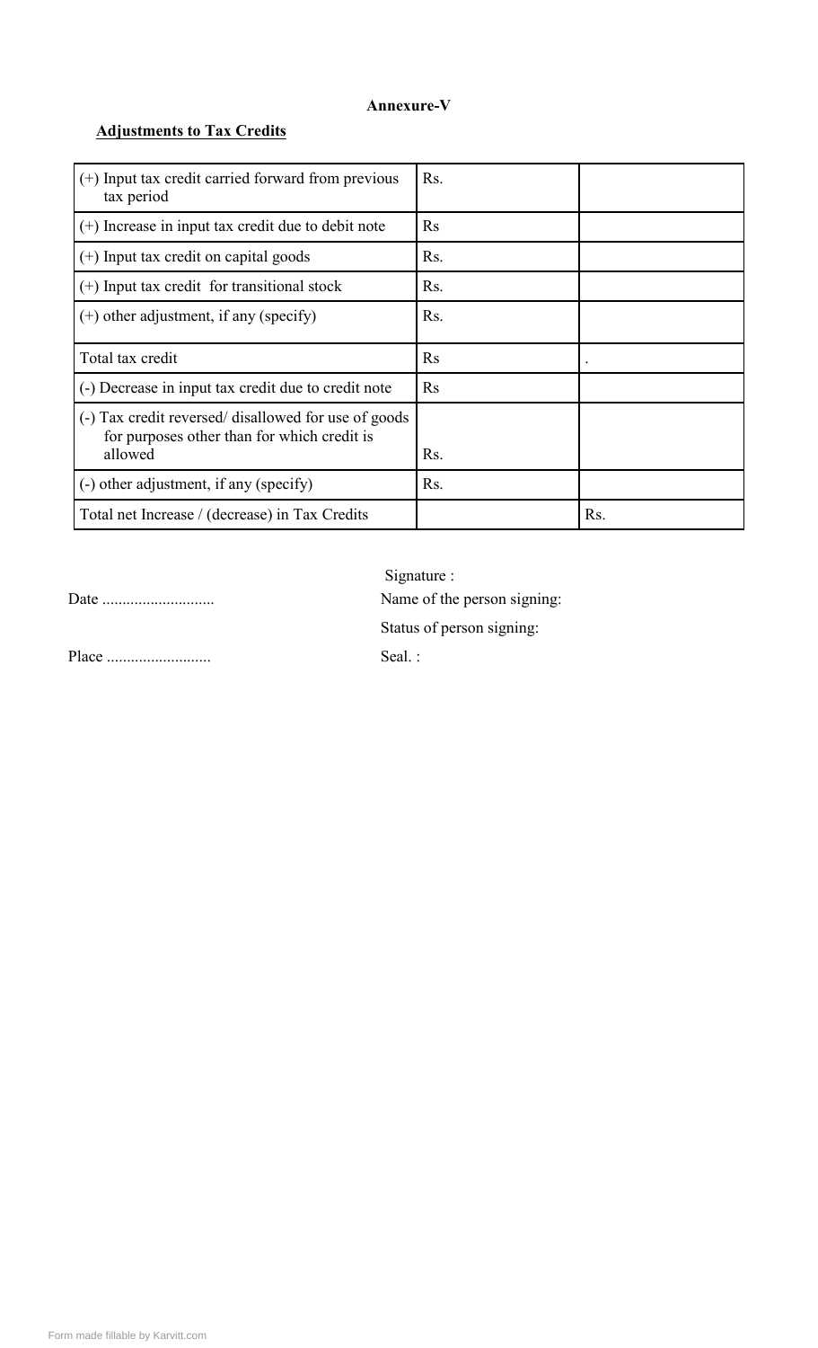**Annexure-V**

**Adjustments to Tax Credits**

| | | |
|---|---|---|
| (+) Input tax credit carried forward from previous tax period | Rs. | |
| (+) Increase in input tax credit due to debit note | Rs | |
| (+) Input tax credit on capital goods | Rs. | |
| (+) Input tax credit for transitional stock | Rs. | |
| (+) other adjustment, if any (specify) | Rs. | |
| Total tax credit | Rs | . |
| (-) Decrease in input tax credit due to credit note | Rs | |
| (-) Tax credit reversed/ disallowed for use of goods for purposes other than for which credit is allowed | Rs. | |
| (-) other adjustment, if any (specify) | Rs. | |
| Total net Increase / (decrease) in Tax Credits | | Rs. |

Signature :

Date ............................ Name of the person signing:

Status of person signing:

Place .......................... Seal. :

Form made fillable by Karvitt.com